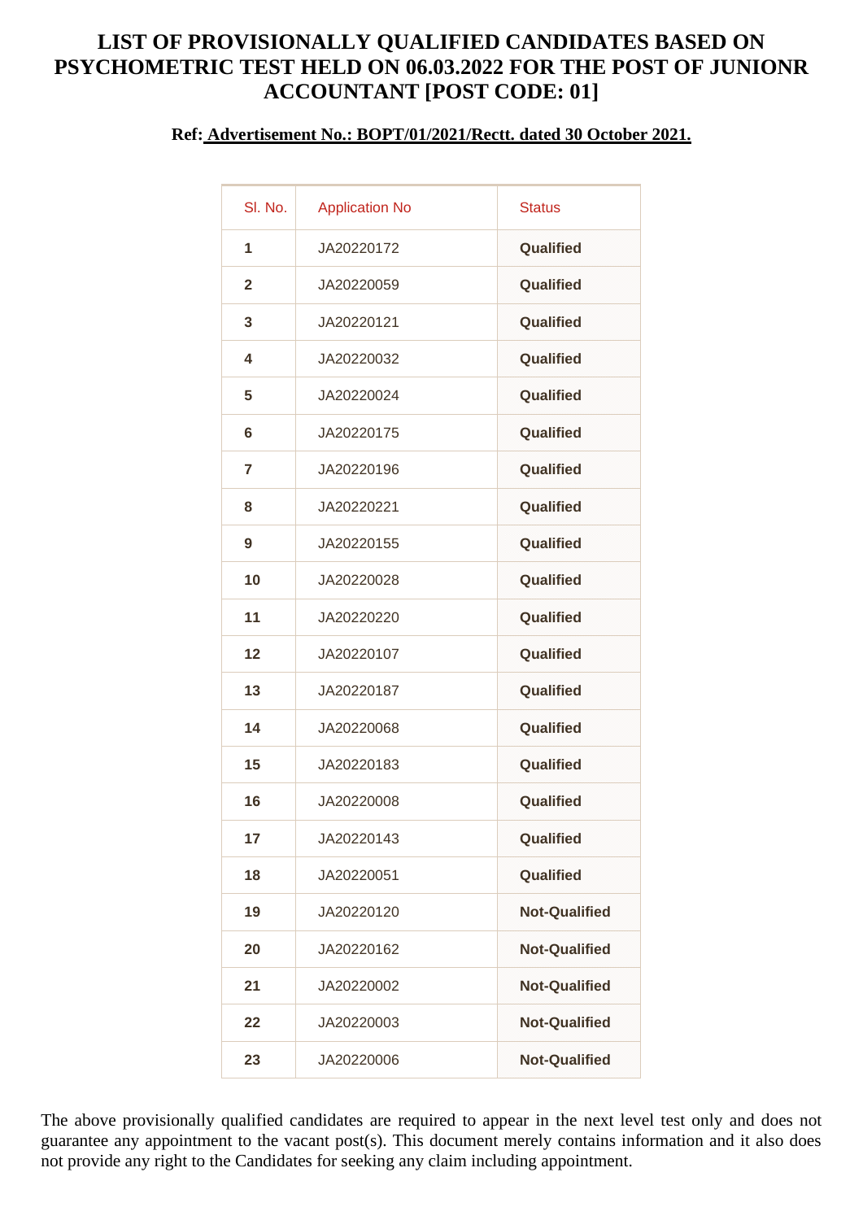# LIST OF PROVISIONALLY QUALIFIED CANDIDATES BASED ON PSYCHOMETRIC TEST HELD ON 06.03.2022 FOR THE POST OF JUNIONR ACCOUNTANT [POST CODE: 01]

**Ref: Advertisement No.: BOPT/01/2021/Rectt. dated 30 October 2021.**

| Sl. No. | Application No | Status |
|---|---|---|
| **1** | JA20220172 | **Qualified** |
| **2** | JA20220059 | **Qualified** |
| **3** | JA20220121 | **Qualified** |
| **4** | JA20220032 | **Qualified** |
| **5** | JA20220024 | **Qualified** |
| **6** | JA20220175 | **Qualified** |
| **7** | JA20220196 | **Qualified** |
| **8** | JA20220221 | **Qualified** |
| **9** | JA20220155 | **Qualified** |
| **10** | JA20220028 | **Qualified** |
| **11** | JA20220220 | **Qualified** |
| **12** | JA20220107 | **Qualified** |
| **13** | JA20220187 | **Qualified** |
| **14** | JA20220068 | **Qualified** |
| **15** | JA20220183 | **Qualified** |
| **16** | JA20220008 | **Qualified** |
| **17** | JA20220143 | **Qualified** |
| **18** | JA20220051 | **Qualified** |
| **19** | JA20220120 | **Not-Qualified** |
| **20** | JA20220162 | **Not-Qualified** |
| **21** | JA20220002 | **Not-Qualified** |
| **22** | JA20220003 | **Not-Qualified** |
| **23** | JA20220006 | **Not-Qualified** |

The above provisionally qualified candidates are required to appear in the next level test only and does not guarantee any appointment to the vacant post(s). This document merely contains information and it also does not provide any right to the Candidates for seeking any claim including appointment.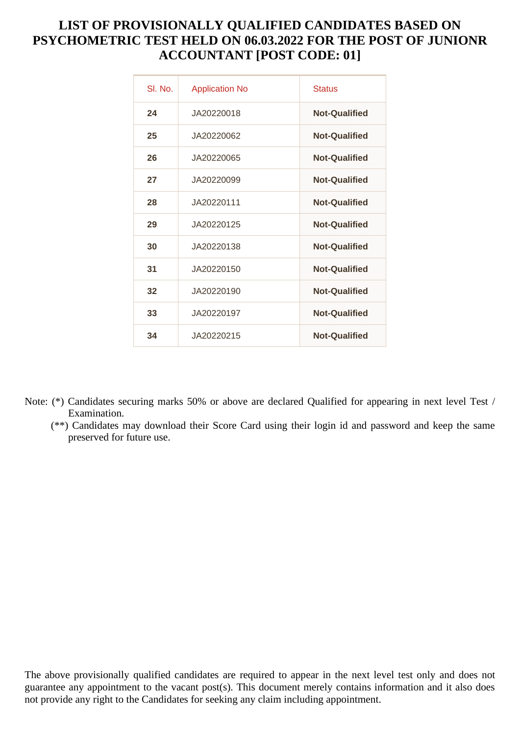# LIST OF PROVISIONALLY QUALIFIED CANDIDATES BASED ON PSYCHOMETRIC TEST HELD ON 06.03.2022 FOR THE POST OF JUNIONR ACCOUNTANT [POST CODE: 01]

| Sl. No. | Application No | Status |
|---|---|---|
| **24** | JA20220018 | **Not-Qualified** |
| **25** | JA20220062 | **Not-Qualified** |
| **26** | JA20220065 | **Not-Qualified** |
| **27** | JA20220099 | **Not-Qualified** |
| **28** | JA20220111 | **Not-Qualified** |
| **29** | JA20220125 | **Not-Qualified** |
| **30** | JA20220138 | **Not-Qualified** |
| **31** | JA20220150 | **Not-Qualified** |
| **32** | JA20220190 | **Not-Qualified** |
| **33** | JA20220197 | **Not-Qualified** |
| **34** | JA20220215 | **Not-Qualified** |

Note: (*) Candidates securing marks 50% or above are declared Qualified for appearing in next level Test / Examination.

(**) Candidates may download their Score Card using their login id and password and keep the same preserved for future use.

The above provisionally qualified candidates are required to appear in the next level test only and does not guarantee any appointment to the vacant post(s). This document merely contains information and it also does not provide any right to the Candidates for seeking any claim including appointment.